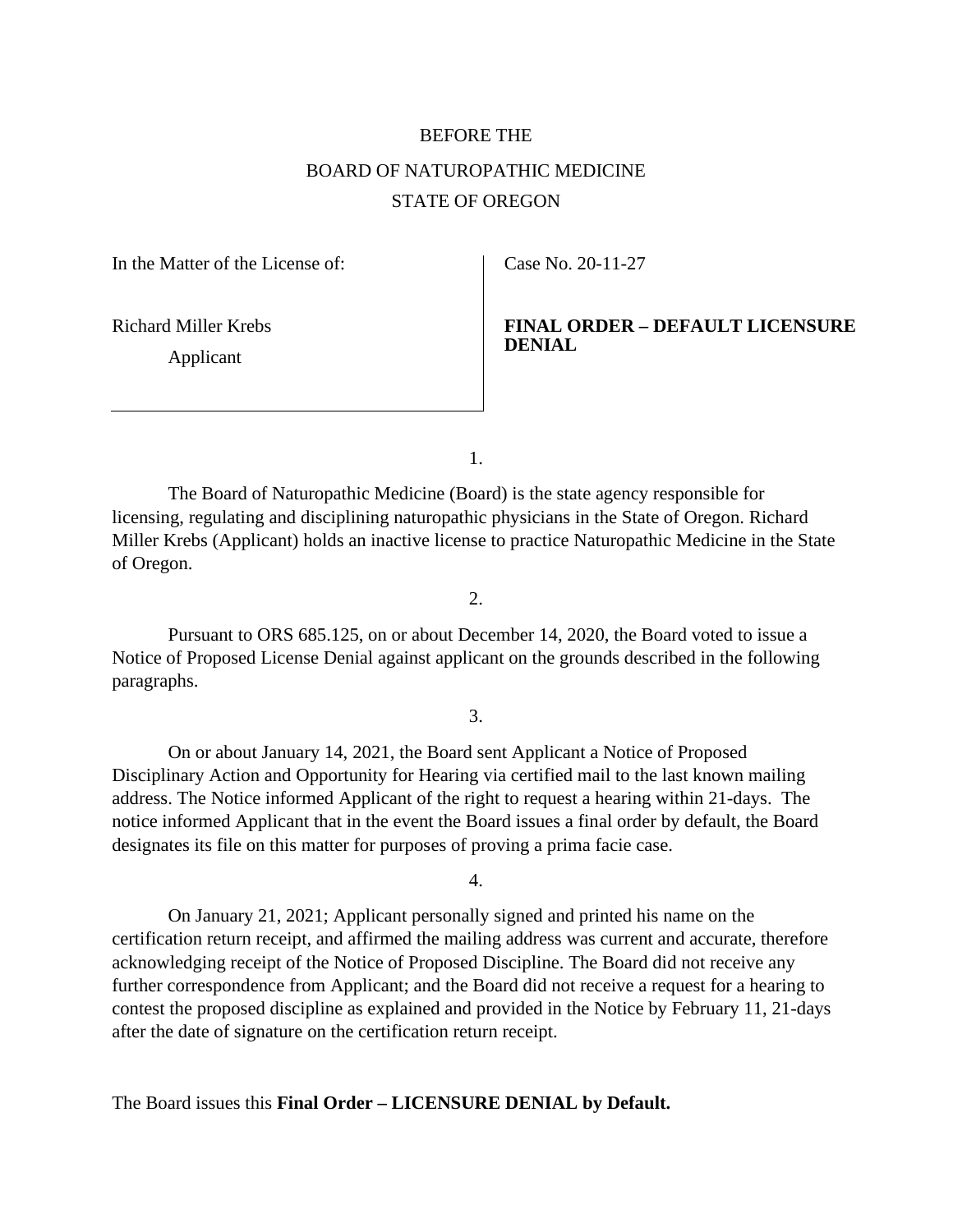BEFORE THE

BOARD OF NATUROPATHIC MEDICINE

STATE OF OREGON

| In the Matter of the License of: | Case No. 20-11-27 |
| --- | --- |
| Richard Miller Krebs<br>Applicant | **FINAL ORDER – DEFAULT LICENSURE DENIAL** |

1.

The Board of Naturopathic Medicine (Board) is the state agency responsible for licensing, regulating and disciplining naturopathic physicians in the State of Oregon. Richard Miller Krebs (Applicant) holds an inactive license to practice Naturopathic Medicine in the State of Oregon.

2.

Pursuant to ORS 685.125, on or about December 14, 2020, the Board voted to issue a Notice of Proposed License Denial against applicant on the grounds described in the following paragraphs.

3.

On or about January 14, 2021, the Board sent Applicant a Notice of Proposed Disciplinary Action and Opportunity for Hearing via certified mail to the last known mailing address. The Notice informed Applicant of the right to request a hearing within 21-days. The notice informed Applicant that in the event the Board issues a final order by default, the Board designates its file on this matter for purposes of proving a prima facie case.

4.

On January 21, 2021; Applicant personally signed and printed his name on the certification return receipt, and affirmed the mailing address was current and accurate, therefore acknowledging receipt of the Notice of Proposed Discipline. The Board did not receive any further correspondence from Applicant; and the Board did not receive a request for a hearing to contest the proposed discipline as explained and provided in the Notice by February 11, 21-days after the date of signature on the certification return receipt.

The Board issues this **Final Order – LICENSURE DENIAL by Default.**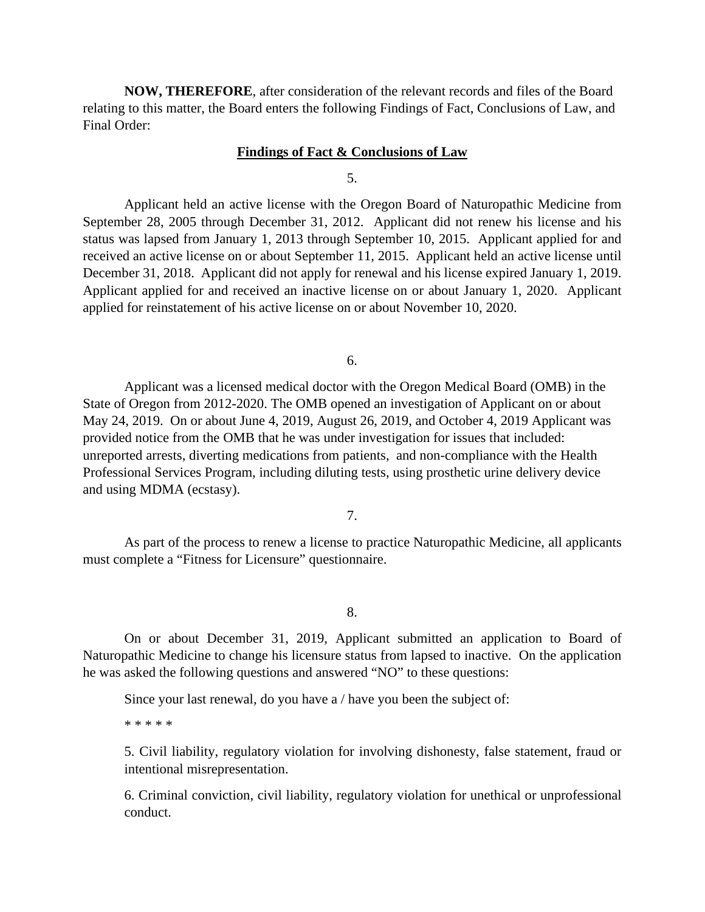**NOW, THEREFORE**, after consideration of the relevant records and files of the Board relating to this matter, the Board enters the following Findings of Fact, Conclusions of Law, and Final Order:

## Findings of Fact & Conclusions of Law

5.

Applicant held an active license with the Oregon Board of Naturopathic Medicine from September 28, 2005 through December 31, 2012. Applicant did not renew his license and his status was lapsed from January 1, 2013 through September 10, 2015. Applicant applied for and received an active license on or about September 11, 2015. Applicant held an active license until December 31, 2018. Applicant did not apply for renewal and his license expired January 1, 2019. Applicant applied for and received an inactive license on or about January 1, 2020. Applicant applied for reinstatement of his active license on or about November 10, 2020.

6.

Applicant was a licensed medical doctor with the Oregon Medical Board (OMB) in the State of Oregon from 2012-2020. The OMB opened an investigation of Applicant on or about May 24, 2019. On or about June 4, 2019, August 26, 2019, and October 4, 2019 Applicant was provided notice from the OMB that he was under investigation for issues that included: unreported arrests, diverting medications from patients, and non-compliance with the Health Professional Services Program, including diluting tests, using prosthetic urine delivery device and using MDMA (ecstasy).

7.

As part of the process to renew a license to practice Naturopathic Medicine, all applicants must complete a "Fitness for Licensure" questionnaire.

8.

On or about December 31, 2019, Applicant submitted an application to Board of Naturopathic Medicine to change his licensure status from lapsed to inactive. On the application he was asked the following questions and answered "NO" to these questions:

Since your last renewal, do you have a / have you been the subject of:

* * * * *

5. Civil liability, regulatory violation for involving dishonesty, false statement, fraud or intentional misrepresentation.

6. Criminal conviction, civil liability, regulatory violation for unethical or unprofessional conduct.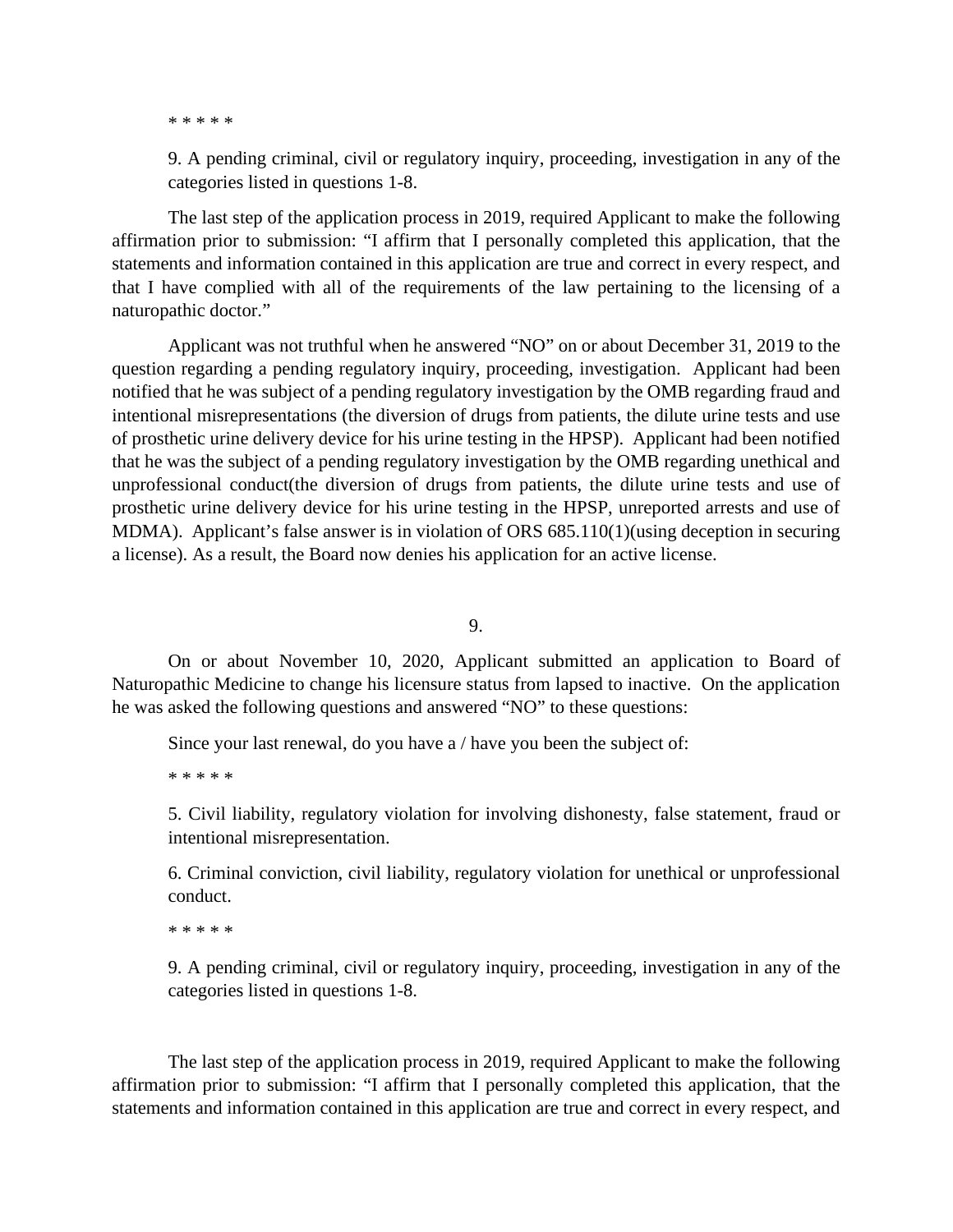* * * * *

> 9. A pending criminal, civil or regulatory inquiry, proceeding, investigation in any of the categories listed in questions 1-8.

The last step of the application process in 2019, required Applicant to make the following affirmation prior to submission: "I affirm that I personally completed this application, that the statements and information contained in this application are true and correct in every respect, and that I have complied with all of the requirements of the law pertaining to the licensing of a naturopathic doctor."

Applicant was not truthful when he answered "NO" on or about December 31, 2019 to the question regarding a pending regulatory inquiry, proceeding, investigation. Applicant had been notified that he was subject of a pending regulatory investigation by the OMB regarding fraud and intentional misrepresentations (the diversion of drugs from patients, the dilute urine tests and use of prosthetic urine delivery device for his urine testing in the HPSP). Applicant had been notified that he was the subject of a pending regulatory investigation by the OMB regarding unethical and unprofessional conduct(the diversion of drugs from patients, the dilute urine tests and use of prosthetic urine delivery device for his urine testing in the HPSP, unreported arrests and use of MDMA). Applicant's false answer is in violation of ORS 685.110(1)(using deception in securing a license). As a result, the Board now denies his application for an active license.

9.

On or about November 10, 2020, Applicant submitted an application to Board of Naturopathic Medicine to change his licensure status from lapsed to inactive. On the application he was asked the following questions and answered "NO" to these questions:

> Since your last renewal, do you have a / have you been the subject of:
>
> * * * * *
>
> 5. Civil liability, regulatory violation for involving dishonesty, false statement, fraud or intentional misrepresentation.
>
> 6. Criminal conviction, civil liability, regulatory violation for unethical or unprofessional conduct.
>
> * * * * *
>
> 9. A pending criminal, civil or regulatory inquiry, proceeding, investigation in any of the categories listed in questions 1-8.

The last step of the application process in 2019, required Applicant to make the following affirmation prior to submission: "I affirm that I personally completed this application, that the statements and information contained in this application are true and correct in every respect, and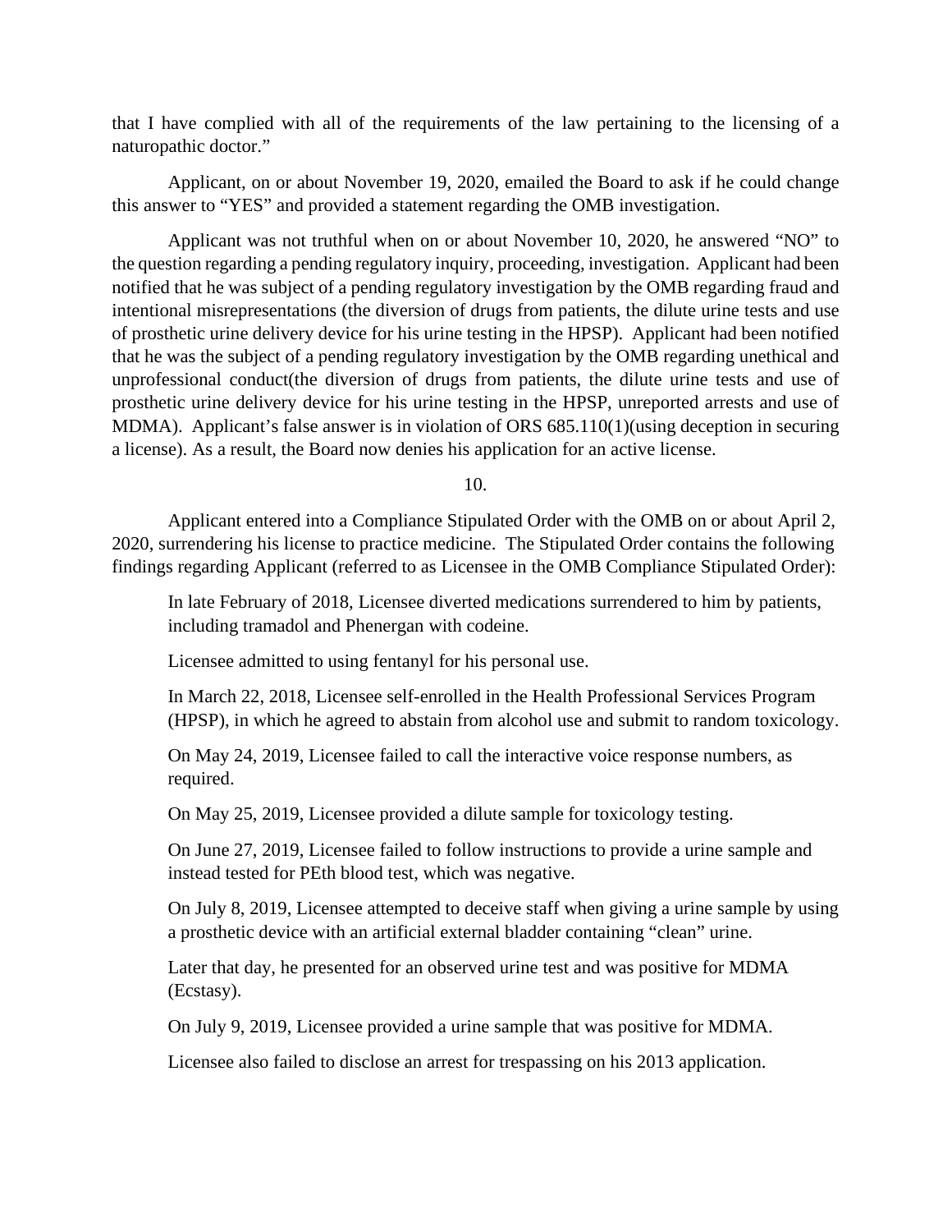that I have complied with all of the requirements of the law pertaining to the licensing of a naturopathic doctor."

Applicant, on or about November 19, 2020, emailed the Board to ask if he could change this answer to "YES" and provided a statement regarding the OMB investigation.

Applicant was not truthful when on or about November 10, 2020, he answered "NO" to the question regarding a pending regulatory inquiry, proceeding, investigation. Applicant had been notified that he was subject of a pending regulatory investigation by the OMB regarding fraud and intentional misrepresentations (the diversion of drugs from patients, the dilute urine tests and use of prosthetic urine delivery device for his urine testing in the HPSP). Applicant had been notified that he was the subject of a pending regulatory investigation by the OMB regarding unethical and unprofessional conduct(the diversion of drugs from patients, the dilute urine tests and use of prosthetic urine delivery device for his urine testing in the HPSP, unreported arrests and use of MDMA). Applicant's false answer is in violation of ORS 685.110(1)(using deception in securing a license). As a result, the Board now denies his application for an active license.

10.

Applicant entered into a Compliance Stipulated Order with the OMB on or about April 2, 2020, surrendering his license to practice medicine. The Stipulated Order contains the following findings regarding Applicant (referred to as Licensee in the OMB Compliance Stipulated Order):

> In late February of 2018, Licensee diverted medications surrendered to him by patients, including tramadol and Phenergan with codeine.
>
> Licensee admitted to using fentanyl for his personal use.
>
> In March 22, 2018, Licensee self-enrolled in the Health Professional Services Program (HPSP), in which he agreed to abstain from alcohol use and submit to random toxicology.
>
> On May 24, 2019, Licensee failed to call the interactive voice response numbers, as required.
>
> On May 25, 2019, Licensee provided a dilute sample for toxicology testing.
>
> On June 27, 2019, Licensee failed to follow instructions to provide a urine sample and instead tested for PEth blood test, which was negative.
>
> On July 8, 2019, Licensee attempted to deceive staff when giving a urine sample by using a prosthetic device with an artificial external bladder containing "clean" urine.
>
> Later that day, he presented for an observed urine test and was positive for MDMA (Ecstasy).
>
> On July 9, 2019, Licensee provided a urine sample that was positive for MDMA.
>
> Licensee also failed to disclose an arrest for trespassing on his 2013 application.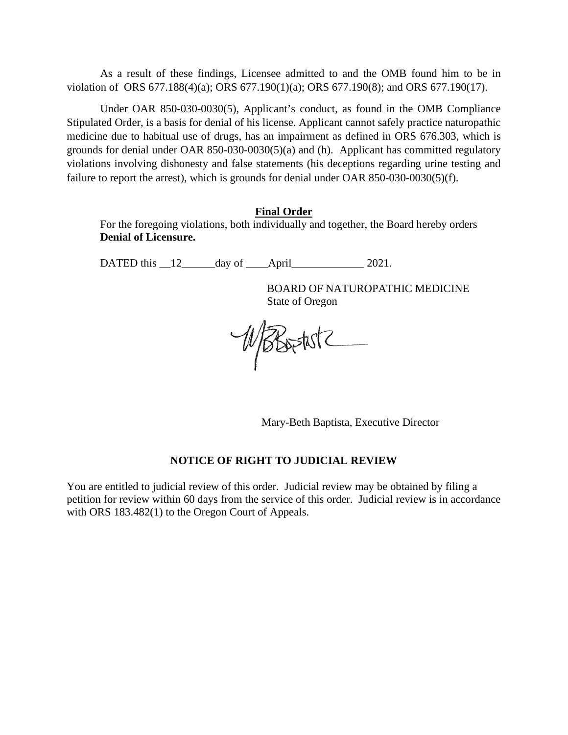As a result of these findings, Licensee admitted to and the OMB found him to be in violation of ORS 677.188(4)(a); ORS 677.190(1)(a); ORS 677.190(8); and ORS 677.190(17).

Under OAR 850-030-0030(5), Applicant's conduct, as found in the OMB Compliance Stipulated Order, is a basis for denial of his license. Applicant cannot safely practice naturopathic medicine due to habitual use of drugs, has an impairment as defined in ORS 676.303, which is grounds for denial under OAR 850-030-0030(5)(a) and (h). Applicant has committed regulatory violations involving dishonesty and false statements (his deceptions regarding urine testing and failure to report the arrest), which is grounds for denial under OAR 850-030-0030(5)(f).

## Final Order

For the foregoing violations, both individually and together, the Board hereby orders **Denial of Licensure.**

DATED this __12______day of ____April_____________ 2021.

BOARD OF NATUROPATHIC MEDICINE
State of Oregon

Mary-Beth Baptista, Executive Director

**NOTICE OF RIGHT TO JUDICIAL REVIEW**

You are entitled to judicial review of this order. Judicial review may be obtained by filing a petition for review within 60 days from the service of this order. Judicial review is in accordance with ORS 183.482(1) to the Oregon Court of Appeals.